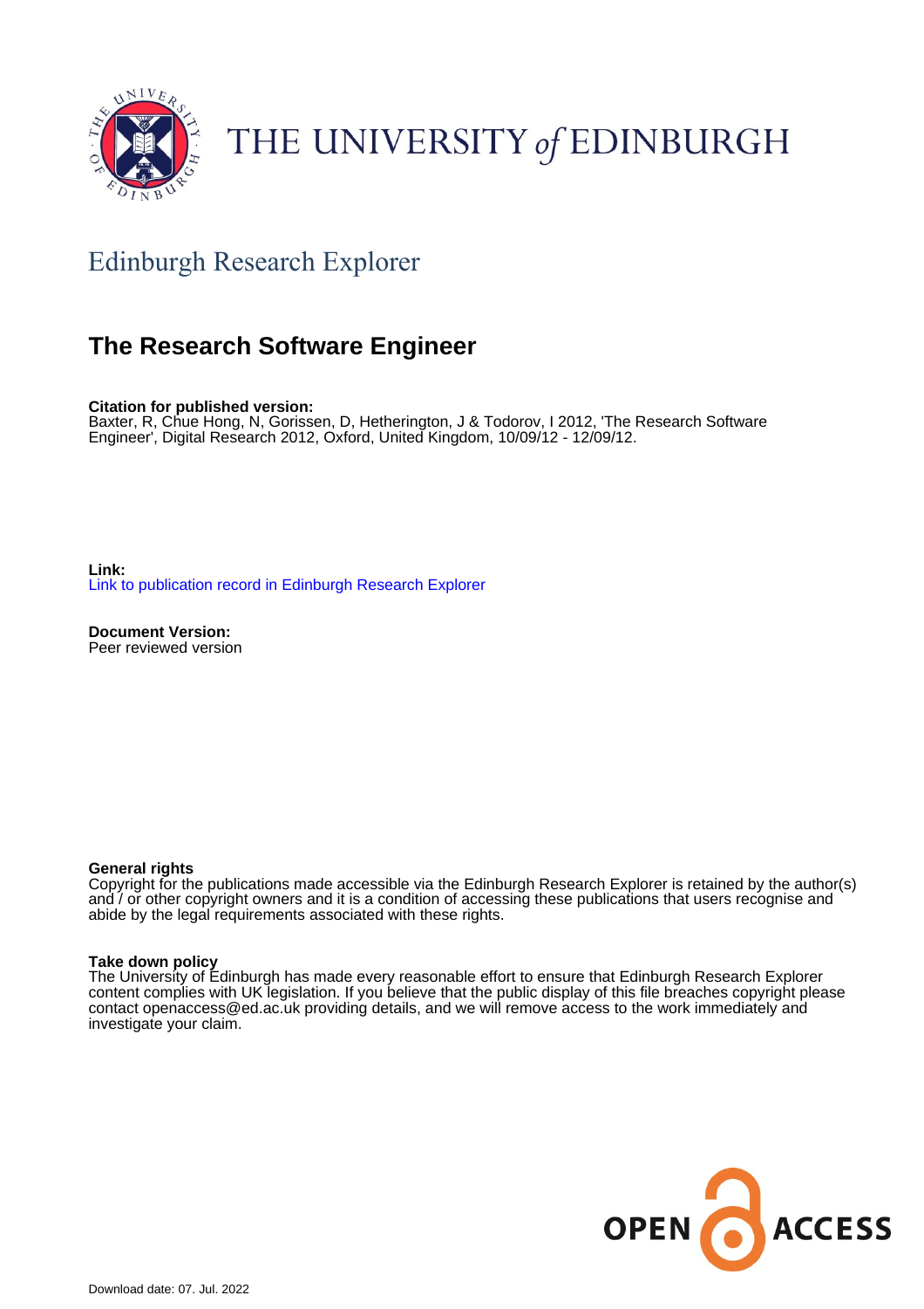THE UNIVERSITY of EDINBURGH

## Edinburgh Research Explorer

# The Research Software Engineer

**Citation for published version:**
Baxter, R, Chue Hong, N, Gorissen, D, Hetherington, J & Todorov, I 2012, 'The Research Software Engineer', Digital Research 2012, Oxford, United Kingdom, 10/09/12 - 12/09/12.

**Link:**
Link to publication record in Edinburgh Research Explorer

**Document Version:**
Peer reviewed version

**General rights**
Copyright for the publications made accessible via the Edinburgh Research Explorer is retained by the author(s) and / or other copyright owners and it is a condition of accessing these publications that users recognise and abide by the legal requirements associated with these rights.

**Take down policy**
The University of Edinburgh has made every reasonable effort to ensure that Edinburgh Research Explorer content complies with UK legislation. If you believe that the public display of this file breaches copyright please contact openaccess@ed.ac.uk providing details, and we will remove access to the work immediately and investigate your claim.

OPEN ACCESS

Download date: 07. Jul. 2022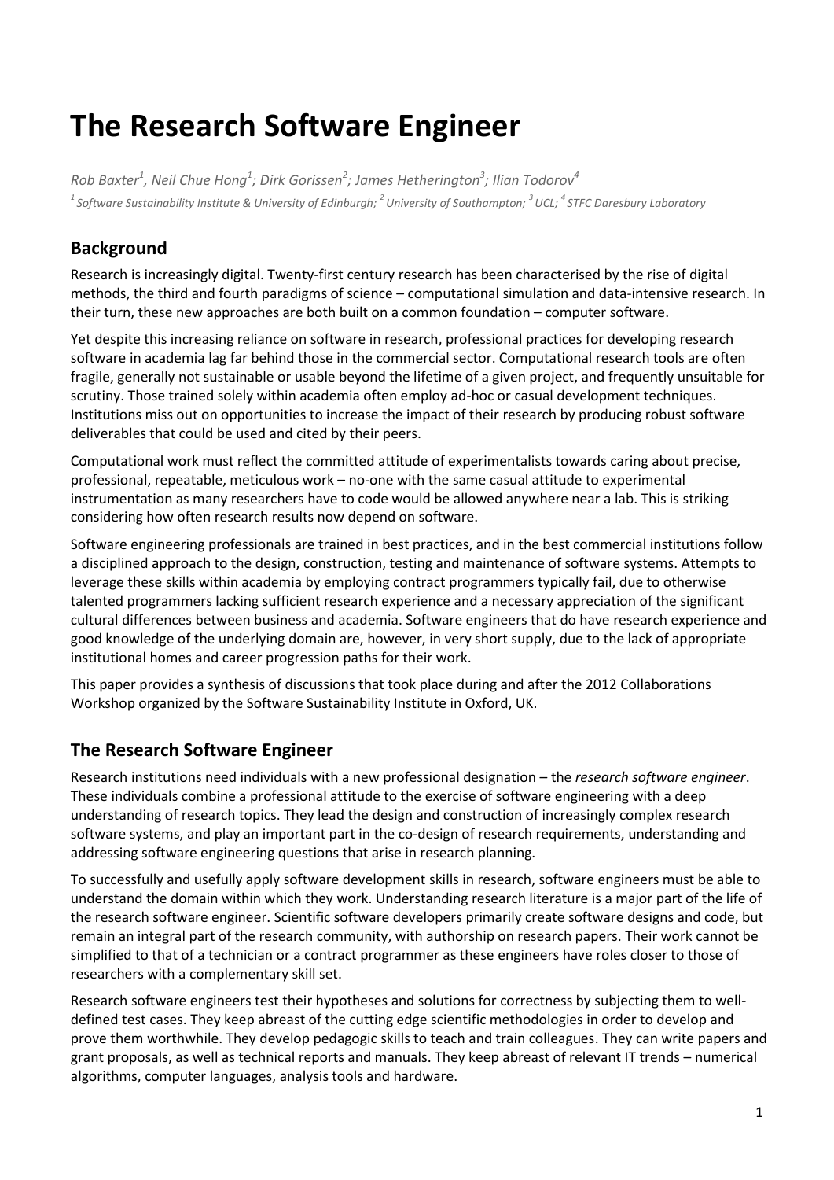# The Research Software Engineer

*Rob Baxter[1], Neil Chue Hong[1]; Dirk Gorissen[2]; James Hetherington[3]; Ilian Todorov[4]*

*[1] Software Sustainability Institute & University of Edinburgh; [2] University of Southampton; [3] UCL; [4] STFC Daresbury Laboratory*

## Background

Research is increasingly digital. Twenty-first century research has been characterised by the rise of digital methods, the third and fourth paradigms of science – computational simulation and data-intensive research. In their turn, these new approaches are both built on a common foundation – computer software.

Yet despite this increasing reliance on software in research, professional practices for developing research software in academia lag far behind those in the commercial sector. Computational research tools are often fragile, generally not sustainable or usable beyond the lifetime of a given project, and frequently unsuitable for scrutiny. Those trained solely within academia often employ ad-hoc or casual development techniques. Institutions miss out on opportunities to increase the impact of their research by producing robust software deliverables that could be used and cited by their peers.

Computational work must reflect the committed attitude of experimentalists towards caring about precise, professional, repeatable, meticulous work – no-one with the same casual attitude to experimental instrumentation as many researchers have to code would be allowed anywhere near a lab. This is striking considering how often research results now depend on software.

Software engineering professionals are trained in best practices, and in the best commercial institutions follow a disciplined approach to the design, construction, testing and maintenance of software systems. Attempts to leverage these skills within academia by employing contract programmers typically fail, due to otherwise talented programmers lacking sufficient research experience and a necessary appreciation of the significant cultural differences between business and academia. Software engineers that do have research experience and good knowledge of the underlying domain are, however, in very short supply, due to the lack of appropriate institutional homes and career progression paths for their work.

This paper provides a synthesis of discussions that took place during and after the 2012 Collaborations Workshop organized by the Software Sustainability Institute in Oxford, UK.

## The Research Software Engineer

Research institutions need individuals with a new professional designation – the *research software engineer*. These individuals combine a professional attitude to the exercise of software engineering with a deep understanding of research topics. They lead the design and construction of increasingly complex research software systems, and play an important part in the co-design of research requirements, understanding and addressing software engineering questions that arise in research planning.

To successfully and usefully apply software development skills in research, software engineers must be able to understand the domain within which they work. Understanding research literature is a major part of the life of the research software engineer. Scientific software developers primarily create software designs and code, but remain an integral part of the research community, with authorship on research papers. Their work cannot be simplified to that of a technician or a contract programmer as these engineers have roles closer to those of researchers with a complementary skill set.

Research software engineers test their hypotheses and solutions for correctness by subjecting them to well-defined test cases. They keep abreast of the cutting edge scientific methodologies in order to develop and prove them worthwhile. They develop pedagogic skills to teach and train colleagues. They can write papers and grant proposals, as well as technical reports and manuals. They keep abreast of relevant IT trends – numerical algorithms, computer languages, analysis tools and hardware.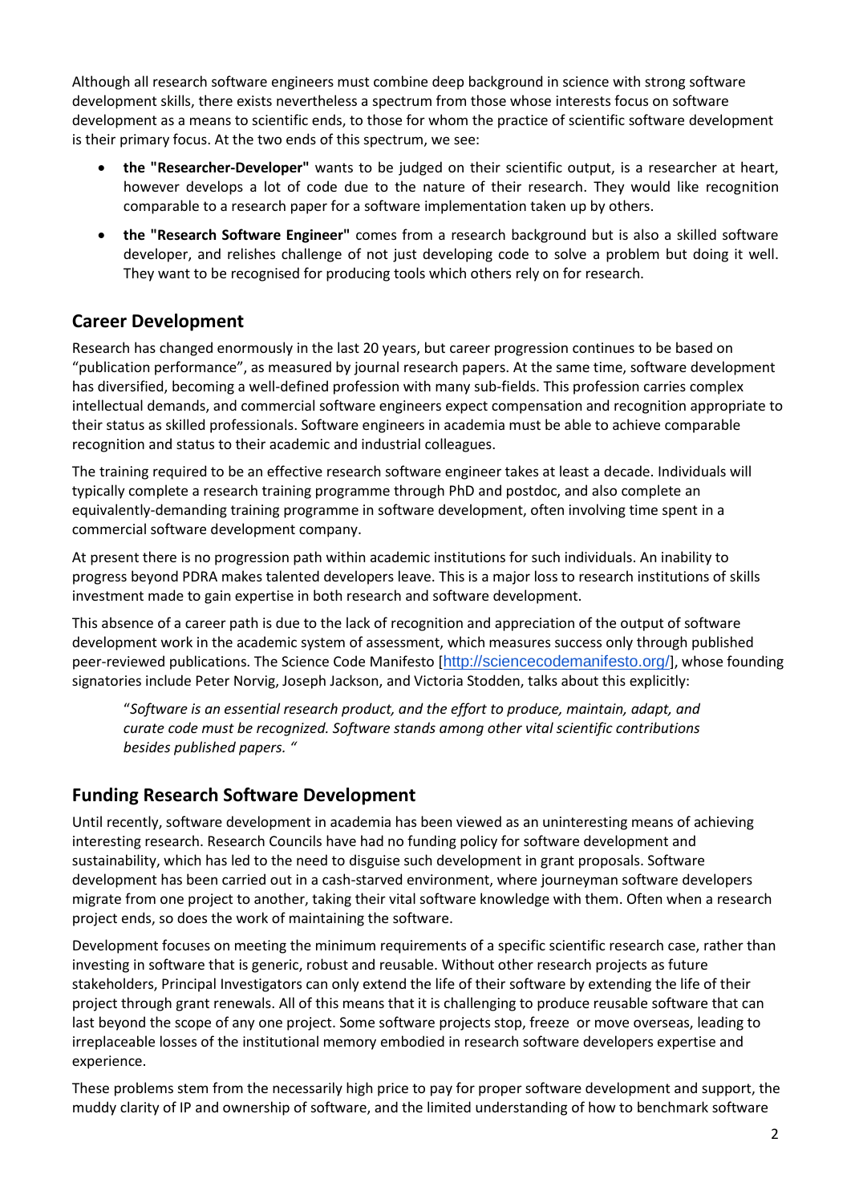Although all research software engineers must combine deep background in science with strong software development skills, there exists nevertheless a spectrum from those whose interests focus on software development as a means to scientific ends, to those for whom the practice of scientific software development is their primary focus. At the two ends of this spectrum, we see:

- **the "Researcher-Developer"** wants to be judged on their scientific output, is a researcher at heart, however develops a lot of code due to the nature of their research. They would like recognition comparable to a research paper for a software implementation taken up by others.
- **the "Research Software Engineer"** comes from a research background but is also a skilled software developer, and relishes challenge of not just developing code to solve a problem but doing it well. They want to be recognised for producing tools which others rely on for research.

## Career Development

Research has changed enormously in the last 20 years, but career progression continues to be based on "publication performance", as measured by journal research papers. At the same time, software development has diversified, becoming a well-defined profession with many sub-fields. This profession carries complex intellectual demands, and commercial software engineers expect compensation and recognition appropriate to their status as skilled professionals. Software engineers in academia must be able to achieve comparable recognition and status to their academic and industrial colleagues.

The training required to be an effective research software engineer takes at least a decade. Individuals will typically complete a research training programme through PhD and postdoc, and also complete an equivalently-demanding training programme in software development, often involving time spent in a commercial software development company.

At present there is no progression path within academic institutions for such individuals. An inability to progress beyond PDRA makes talented developers leave. This is a major loss to research institutions of skills investment made to gain expertise in both research and software development.

This absence of a career path is due to the lack of recognition and appreciation of the output of software development work in the academic system of assessment, which measures success only through published peer-reviewed publications. The Science Code Manifesto [http://sciencecodemanifesto.org/], whose founding signatories include Peter Norvig, Joseph Jackson, and Victoria Stodden, talks about this explicitly:

> "*Software is an essential research product, and the effort to produce, maintain, adapt, and curate code must be recognized. Software stands among other vital scientific contributions besides published papers.* "

## Funding Research Software Development

Until recently, software development in academia has been viewed as an uninteresting means of achieving interesting research. Research Councils have had no funding policy for software development and sustainability, which has led to the need to disguise such development in grant proposals. Software development has been carried out in a cash-starved environment, where journeyman software developers migrate from one project to another, taking their vital software knowledge with them. Often when a research project ends, so does the work of maintaining the software.

Development focuses on meeting the minimum requirements of a specific scientific research case, rather than investing in software that is generic, robust and reusable. Without other research projects as future stakeholders, Principal Investigators can only extend the life of their software by extending the life of their project through grant renewals. All of this means that it is challenging to produce reusable software that can last beyond the scope of any one project. Some software projects stop, freeze or move overseas, leading to irreplaceable losses of the institutional memory embodied in research software developers expertise and experience.

These problems stem from the necessarily high price to pay for proper software development and support, the muddy clarity of IP and ownership of software, and the limited understanding of how to benchmark software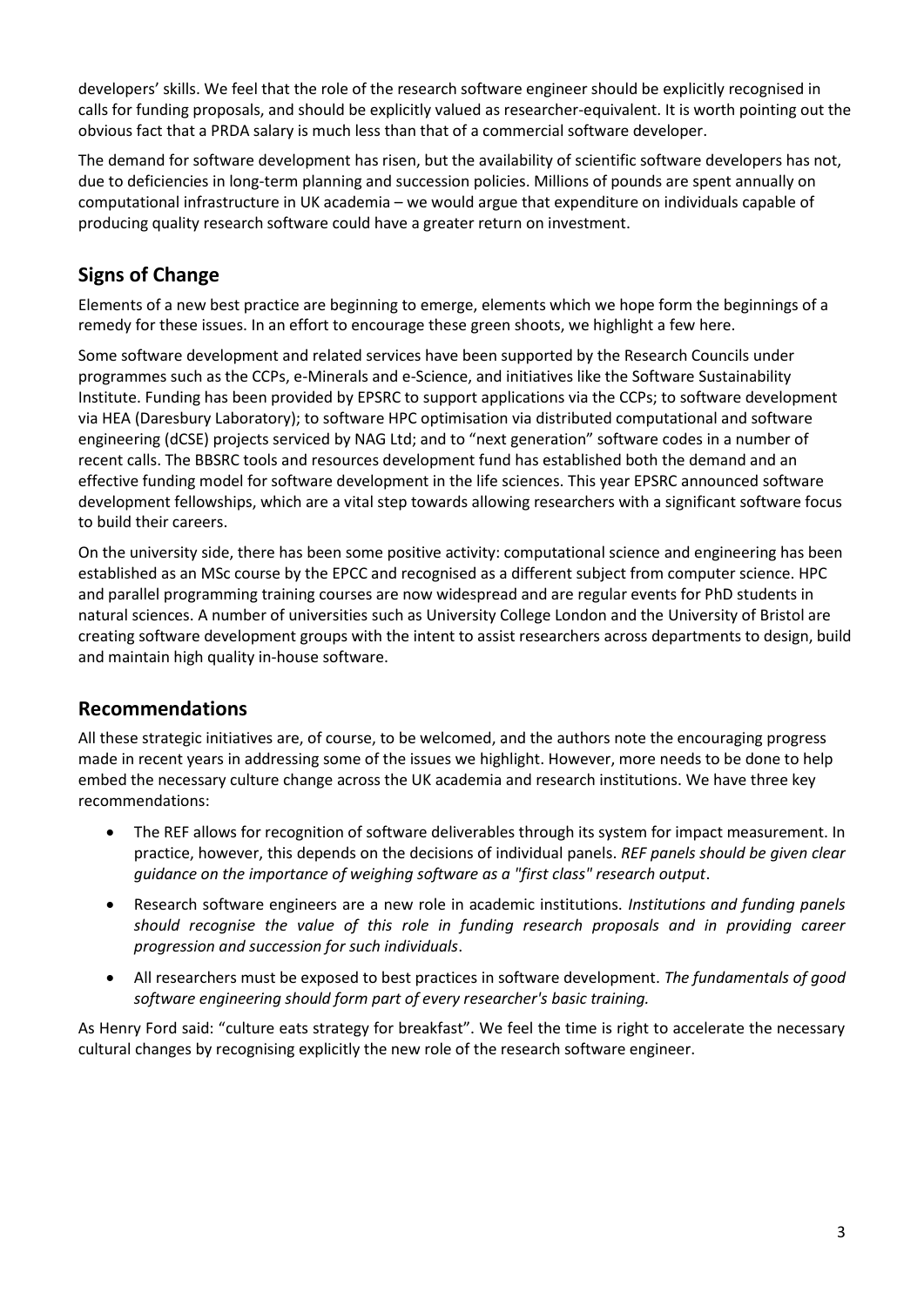developers' skills. We feel that the role of the research software engineer should be explicitly recognised in calls for funding proposals, and should be explicitly valued as researcher-equivalent. It is worth pointing out the obvious fact that a PRDA salary is much less than that of a commercial software developer.

The demand for software development has risen, but the availability of scientific software developers has not, due to deficiencies in long-term planning and succession policies. Millions of pounds are spent annually on computational infrastructure in UK academia – we would argue that expenditure on individuals capable of producing quality research software could have a greater return on investment.

## Signs of Change

Elements of a new best practice are beginning to emerge, elements which we hope form the beginnings of a remedy for these issues. In an effort to encourage these green shoots, we highlight a few here.

Some software development and related services have been supported by the Research Councils under programmes such as the CCPs, e-Minerals and e-Science, and initiatives like the Software Sustainability Institute. Funding has been provided by EPSRC to support applications via the CCPs; to software development via HEA (Daresbury Laboratory); to software HPC optimisation via distributed computational and software engineering (dCSE) projects serviced by NAG Ltd; and to "next generation" software codes in a number of recent calls. The BBSRC tools and resources development fund has established both the demand and an effective funding model for software development in the life sciences. This year EPSRC announced software development fellowships, which are a vital step towards allowing researchers with a significant software focus to build their careers.

On the university side, there has been some positive activity: computational science and engineering has been established as an MSc course by the EPCC and recognised as a different subject from computer science. HPC and parallel programming training courses are now widespread and are regular events for PhD students in natural sciences. A number of universities such as University College London and the University of Bristol are creating software development groups with the intent to assist researchers across departments to design, build and maintain high quality in-house software.

## Recommendations

All these strategic initiatives are, of course, to be welcomed, and the authors note the encouraging progress made in recent years in addressing some of the issues we highlight. However, more needs to be done to help embed the necessary culture change across the UK academia and research institutions. We have three key recommendations:

- The REF allows for recognition of software deliverables through its system for impact measurement. In practice, however, this depends on the decisions of individual panels. *REF panels should be given clear guidance on the importance of weighing software as a "first class" research output*.
- Research software engineers are a new role in academic institutions. *Institutions and funding panels should recognise the value of this role in funding research proposals and in providing career progression and succession for such individuals*.
- All researchers must be exposed to best practices in software development. *The fundamentals of good software engineering should form part of every researcher's basic training.*

As Henry Ford said: "culture eats strategy for breakfast". We feel the time is right to accelerate the necessary cultural changes by recognising explicitly the new role of the research software engineer.